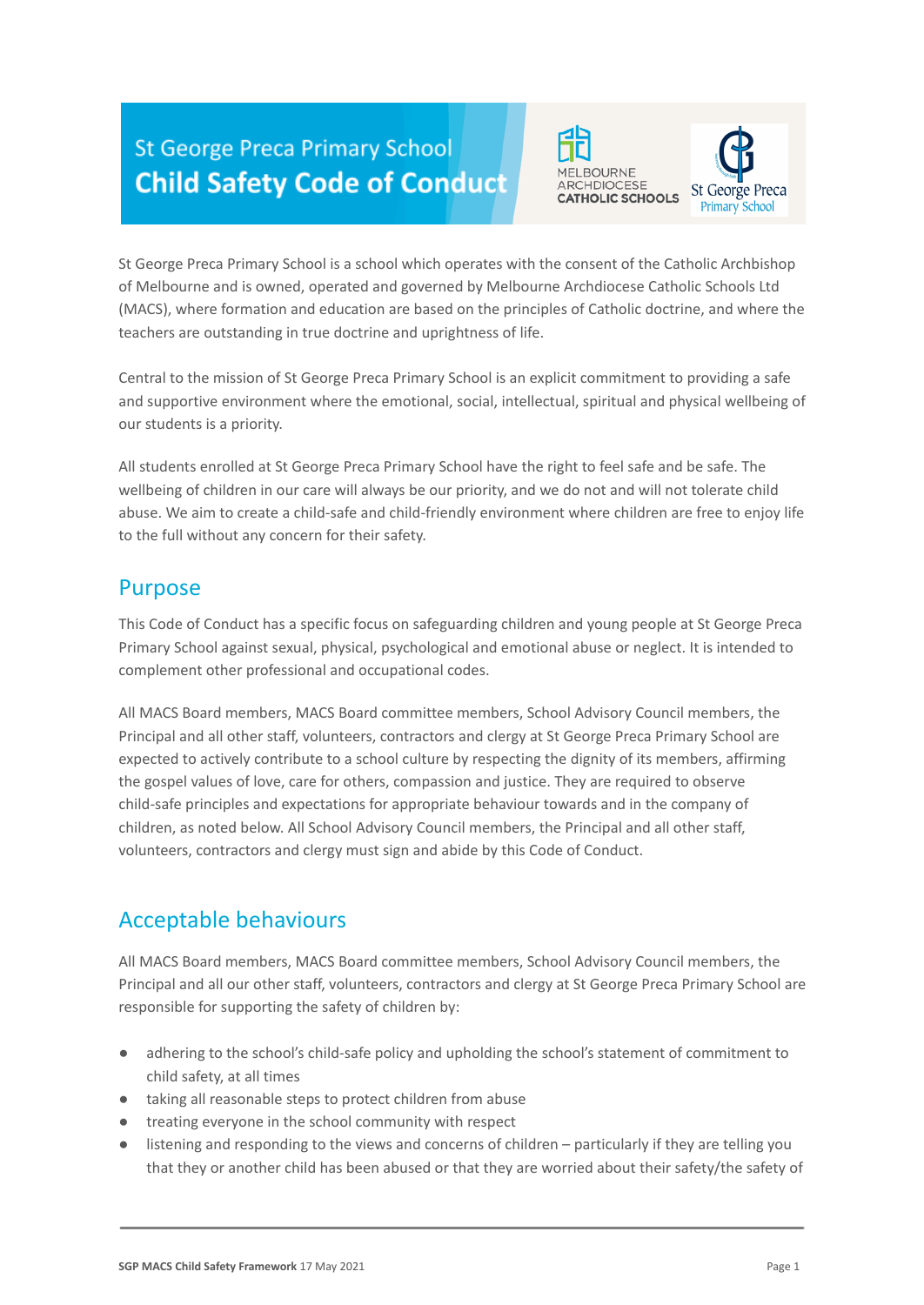# St George Preca Primary School
# Child Safety Code of Conduct

St George Preca Primary School is a school which operates with the consent of the Catholic Archbishop of Melbourne and is owned, operated and governed by Melbourne Archdiocese Catholic Schools Ltd (MACS), where formation and education are based on the principles of Catholic doctrine, and where the teachers are outstanding in true doctrine and uprightness of life.

Central to the mission of St George Preca Primary School is an explicit commitment to providing a safe and supportive environment where the emotional, social, intellectual, spiritual and physical wellbeing of our students is a priority.

All students enrolled at St George Preca Primary School have the right to feel safe and be safe. The wellbeing of children in our care will always be our priority, and we do not and will not tolerate child abuse. We aim to create a child-safe and child-friendly environment where children are free to enjoy life to the full without any concern for their safety.

## Purpose

This Code of Conduct has a specific focus on safeguarding children and young people at St George Preca Primary School against sexual, physical, psychological and emotional abuse or neglect. It is intended to complement other professional and occupational codes.

All MACS Board members, MACS Board committee members, School Advisory Council members, the Principal and all other staff, volunteers, contractors and clergy at St George Preca Primary School are expected to actively contribute to a school culture by respecting the dignity of its members, affirming the gospel values of love, care for others, compassion and justice. They are required to observe child-safe principles and expectations for appropriate behaviour towards and in the company of children, as noted below. All School Advisory Council members, the Principal and all other staff, volunteers, contractors and clergy must sign and abide by this Code of Conduct.

## Acceptable behaviours

All MACS Board members, MACS Board committee members, School Advisory Council members, the Principal and all our other staff, volunteers, contractors and clergy at St George Preca Primary School are responsible for supporting the safety of children by:

- adhering to the school's child-safe policy and upholding the school's statement of commitment to child safety, at all times
- taking all reasonable steps to protect children from abuse
- treating everyone in the school community with respect
- listening and responding to the views and concerns of children – particularly if they are telling you that they or another child has been abused or that they are worried about their safety/the safety of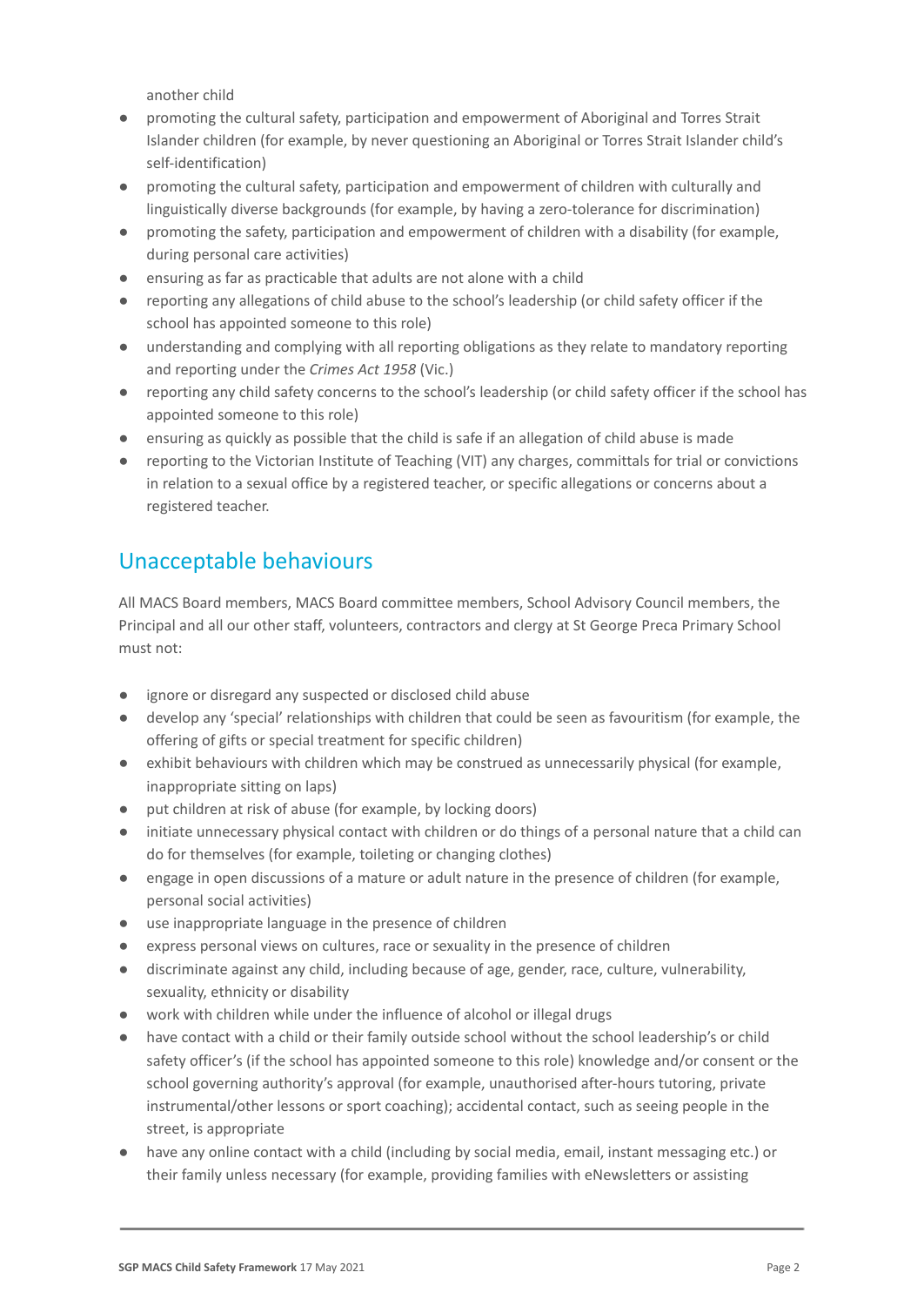another child

- promoting the cultural safety, participation and empowerment of Aboriginal and Torres Strait Islander children (for example, by never questioning an Aboriginal or Torres Strait Islander child's self-identification)
- promoting the cultural safety, participation and empowerment of children with culturally and linguistically diverse backgrounds (for example, by having a zero-tolerance for discrimination)
- promoting the safety, participation and empowerment of children with a disability (for example, during personal care activities)
- ensuring as far as practicable that adults are not alone with a child
- reporting any allegations of child abuse to the school's leadership (or child safety officer if the school has appointed someone to this role)
- understanding and complying with all reporting obligations as they relate to mandatory reporting and reporting under the *Crimes Act 1958* (Vic.)
- reporting any child safety concerns to the school's leadership (or child safety officer if the school has appointed someone to this role)
- ensuring as quickly as possible that the child is safe if an allegation of child abuse is made
- reporting to the Victorian Institute of Teaching (VIT) any charges, committals for trial or convictions in relation to a sexual office by a registered teacher, or specific allegations or concerns about a registered teacher.

## Unacceptable behaviours

All MACS Board members, MACS Board committee members, School Advisory Council members, the Principal and all our other staff, volunteers, contractors and clergy at St George Preca Primary School must not:

- ignore or disregard any suspected or disclosed child abuse
- develop any 'special' relationships with children that could be seen as favouritism (for example, the offering of gifts or special treatment for specific children)
- exhibit behaviours with children which may be construed as unnecessarily physical (for example, inappropriate sitting on laps)
- put children at risk of abuse (for example, by locking doors)
- initiate unnecessary physical contact with children or do things of a personal nature that a child can do for themselves (for example, toileting or changing clothes)
- engage in open discussions of a mature or adult nature in the presence of children (for example, personal social activities)
- use inappropriate language in the presence of children
- express personal views on cultures, race or sexuality in the presence of children
- discriminate against any child, including because of age, gender, race, culture, vulnerability, sexuality, ethnicity or disability
- work with children while under the influence of alcohol or illegal drugs
- have contact with a child or their family outside school without the school leadership's or child safety officer's (if the school has appointed someone to this role) knowledge and/or consent or the school governing authority's approval (for example, unauthorised after-hours tutoring, private instrumental/other lessons or sport coaching); accidental contact, such as seeing people in the street, is appropriate
- have any online contact with a child (including by social media, email, instant messaging etc.) or their family unless necessary (for example, providing families with eNewsletters or assisting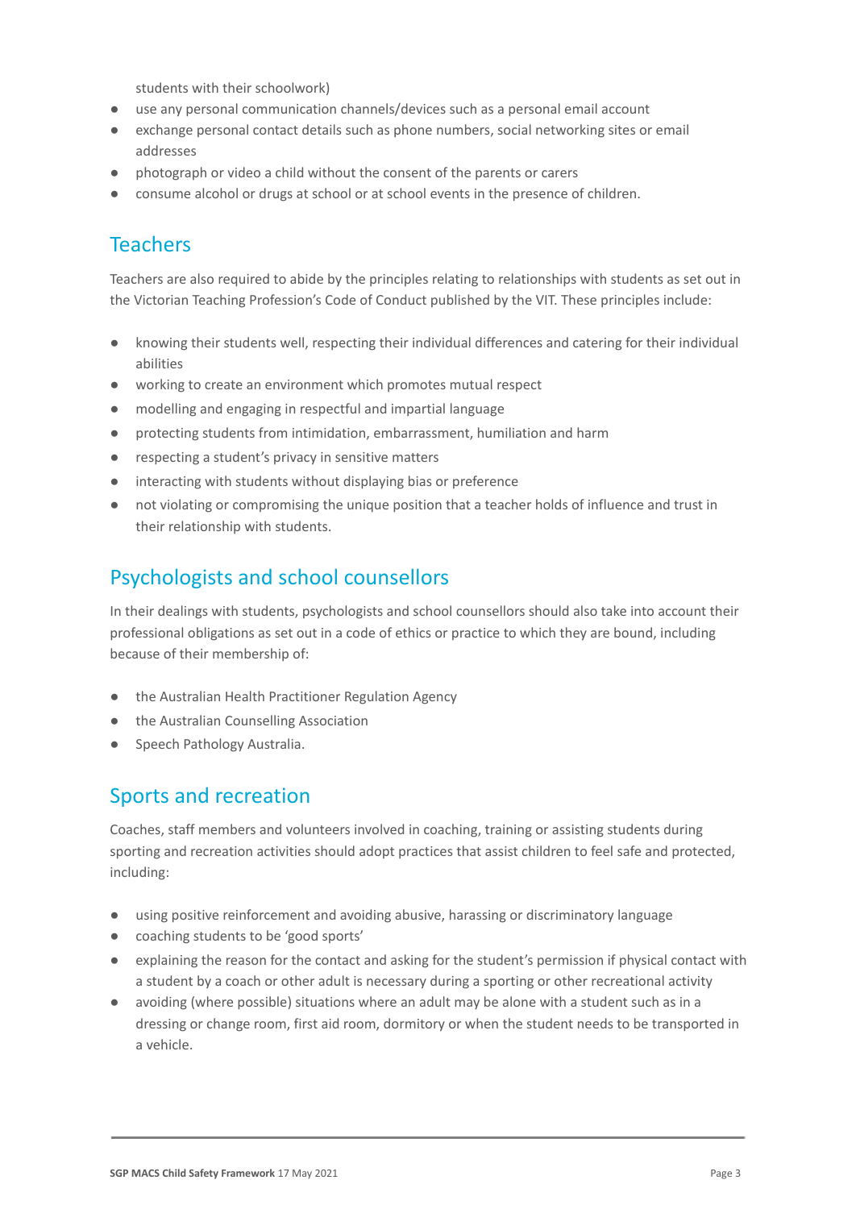students with their schoolwork)
- use any personal communication channels/devices such as a personal email account
- exchange personal contact details such as phone numbers, social networking sites or email addresses
- photograph or video a child without the consent of the parents or carers
- consume alcohol or drugs at school or at school events in the presence of children.

## Teachers

Teachers are also required to abide by the principles relating to relationships with students as set out in the Victorian Teaching Profession's Code of Conduct published by the VIT. These principles include:

- knowing their students well, respecting their individual differences and catering for their individual abilities
- working to create an environment which promotes mutual respect
- modelling and engaging in respectful and impartial language
- protecting students from intimidation, embarrassment, humiliation and harm
- respecting a student's privacy in sensitive matters
- interacting with students without displaying bias or preference
- not violating or compromising the unique position that a teacher holds of influence and trust in their relationship with students.

## Psychologists and school counsellors

In their dealings with students, psychologists and school counsellors should also take into account their professional obligations as set out in a code of ethics or practice to which they are bound, including because of their membership of:

- the Australian Health Practitioner Regulation Agency
- the Australian Counselling Association
- Speech Pathology Australia.

## Sports and recreation

Coaches, staff members and volunteers involved in coaching, training or assisting students during sporting and recreation activities should adopt practices that assist children to feel safe and protected, including:

- using positive reinforcement and avoiding abusive, harassing or discriminatory language
- coaching students to be 'good sports'
- explaining the reason for the contact and asking for the student's permission if physical contact with a student by a coach or other adult is necessary during a sporting or other recreational activity
- avoiding (where possible) situations where an adult may be alone with a student such as in a dressing or change room, first aid room, dormitory or when the student needs to be transported in a vehicle.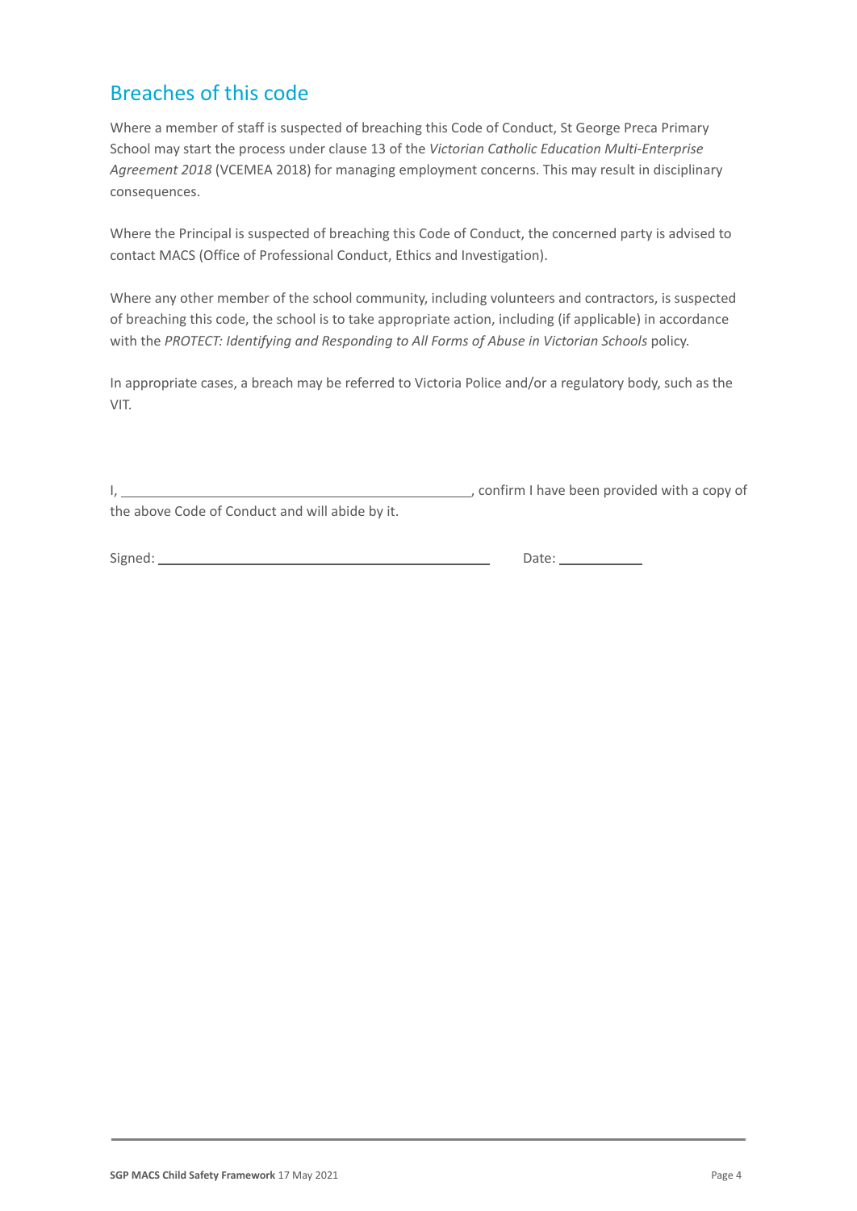## Breaches of this code

Where a member of staff is suspected of breaching this Code of Conduct, St George Preca Primary School may start the process under clause 13 of the *Victorian Catholic Education Multi-Enterprise Agreement 2018* (VCEMEA 2018) for managing employment concerns. This may result in disciplinary consequences.

Where the Principal is suspected of breaching this Code of Conduct, the concerned party is advised to contact MACS (Office of Professional Conduct, Ethics and Investigation).

Where any other member of the school community, including volunteers and contractors, is suspected of breaching this code, the school is to take appropriate action, including (if applicable) in accordance with the *PROTECT: Identifying and Responding to All Forms of Abuse in Victorian Schools* policy.

In appropriate cases, a breach may be referred to Victoria Police and/or a regulatory body, such as the VIT.

I, \_\_\_\_\_\_\_\_\_\_\_\_\_\_\_\_\_\_\_\_\_\_\_\_\_\_\_\_\_\_\_\_\_\_\_\_\_\_\_\_\_\_\_\_, confirm I have been provided with a copy of the above Code of Conduct and will abide by it.

Signed: \_\_\_\_\_\_\_\_\_\_\_\_\_\_\_\_\_\_\_\_\_\_\_\_\_\_\_\_\_\_\_\_\_\_\_\_\_\_\_\_ Date: \_\_\_\_\_\_\_\_\_\_\_